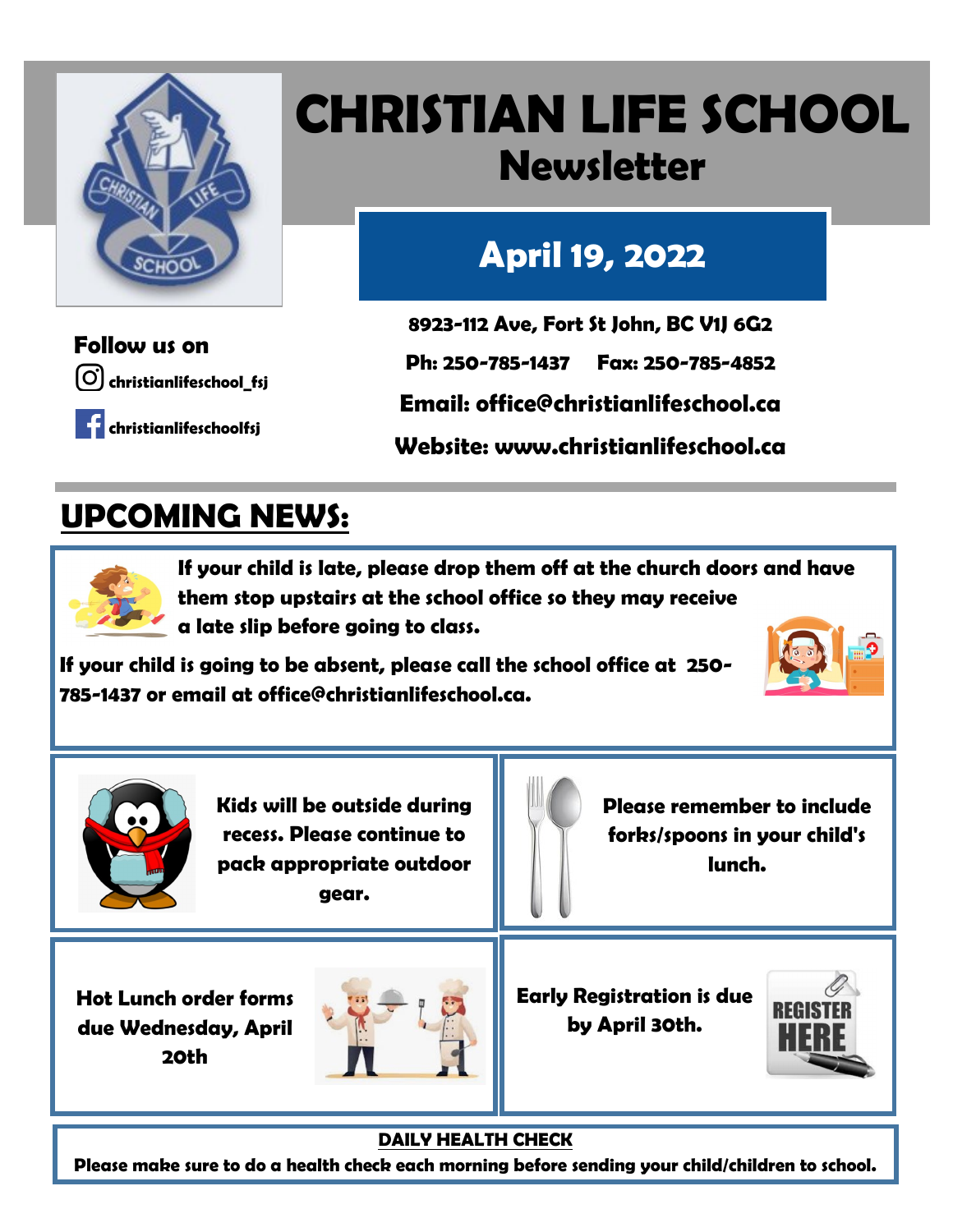# CHRISTIAN LIFE SCHOOL

## Newsletter

### April 19, 2022

**Follow us on**

christianlifeschool_fsj

christianlifeschoolfsj

**8923-112 Ave, Fort St John, BC V1J 6G2**

**Ph: 250-785-1437 Fax: 250-785-4852**

**Email: office@christianlifeschool.ca**

**Website: www.christianlifeschool.ca**

## UPCOMING NEWS:

**If your child is late, please drop them off at the church doors and have them stop upstairs at the school office so they may receive a late slip before going to class.**

**If your child is going to be absent, please call the school office at 250-785-1437 or email at office@christianlifeschool.ca.**

**Kids will be outside during recess. Please continue to pack appropriate outdoor gear.**

**Please remember to include forks/spoons in your child's lunch.**

**Hot Lunch order forms due Wednesday, April 20th**

**Early Registration is due by April 30th.**

REGISTER HERE

**DAILY HEALTH CHECK**

**Please make sure to do a health check each morning before sending your child/children to school.**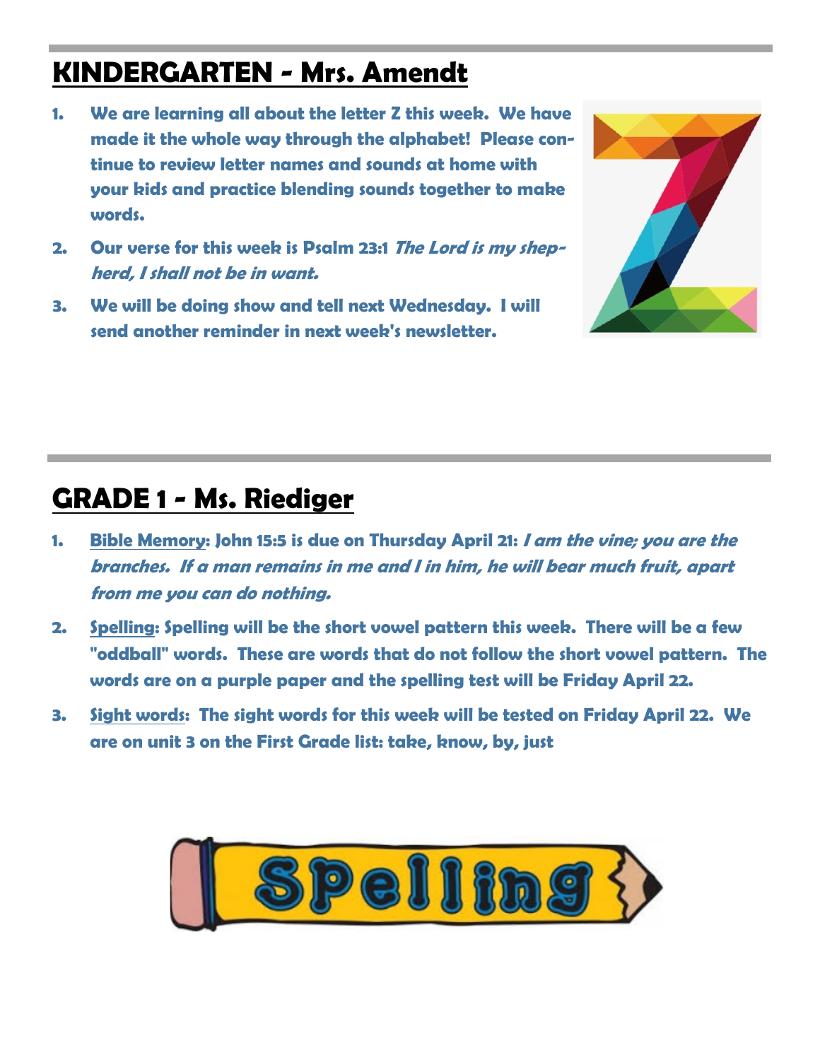# KINDERGARTEN - Mrs. Amendt

1. **We are learning all about the letter Z this week. We have made it the whole way through the alphabet! Please continue to review letter names and sounds at home with your kids and practice blending sounds together to make words.**
2. **Our verse for this week is Psalm 23:1 *The Lord is my shepherd, I shall not be in want.***
3. **We will be doing show and tell next Wednesday. I will send another reminder in next week's newsletter.**

# GRADE 1 - Ms. Riediger

1. **Bible Memory: John 15:5 is due on Thursday April 21: *I am the vine; you are the branches. If a man remains in me and I in him, he will bear much fruit, apart from me you can do nothing.***
2. **Spelling: Spelling will be the short vowel pattern this week. There will be a few "oddball" words. These are words that do not follow the short vowel pattern. The words are on a purple paper and the spelling test will be Friday April 22.**
3. **Sight words: The sight words for this week will be tested on Friday April 22. We are on unit 3 on the First Grade list: take, know, by, just**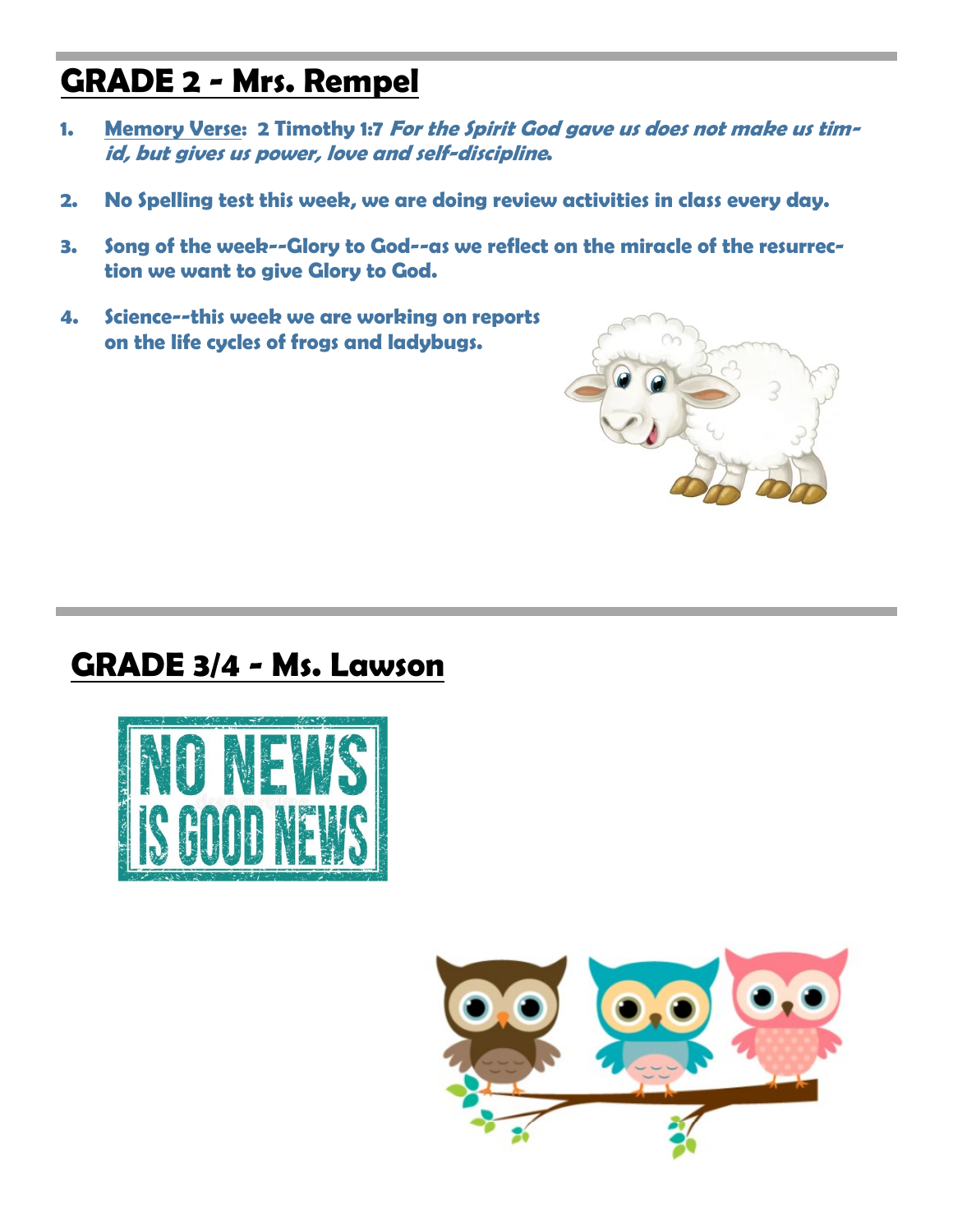## GRADE 2 - Mrs. Rempel

1. **Memory Verse: 2 Timothy 1:7** ***For the Spirit God gave us does not make us timid, but gives us power, love and self-discipline.***
2. **No Spelling test this week, we are doing review activities in class every day.**
3. **Song of the week--Glory to God--as we reflect on the miracle of the resurrection we want to give Glory to God.**
4. **Science--this week we are working on reports on the life cycles of frogs and ladybugs.**

## GRADE 3/4 - Ms. Lawson

NO NEWS IS GOOD NEWS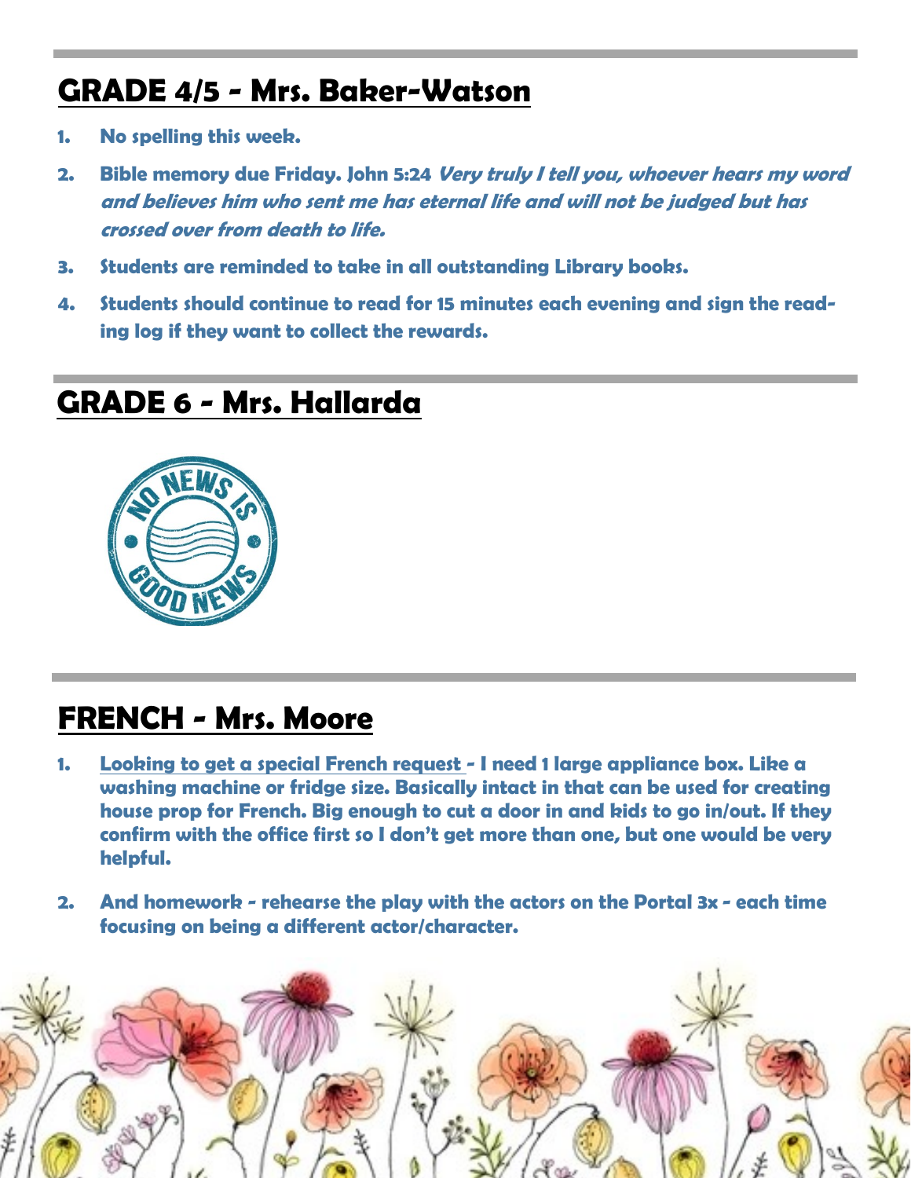## GRADE 4/5 - Mrs. Baker-Watson

1. **No spelling this week.**
2. **Bible memory due Friday. John 5:24** ***Very truly I tell you, whoever hears my word and believes him who sent me has eternal life and will not be judged but has crossed over from death to life.***
3. **Students are reminded to take in all outstanding Library books.**
4. **Students should continue to read for 15 minutes each evening and sign the reading log if they want to collect the rewards.**

## GRADE 6 - Mrs. Hallarda

NO NEWS IS GOOD NEWS

## FRENCH - Mrs. Moore

1. **Looking to get a special French request - I need 1 large appliance box. Like a washing machine or fridge size. Basically intact in that can be used for creating house prop for French. Big enough to cut a door in and kids to go in/out. If they confirm with the office first so I don't get more than one, but one would be very helpful.**
2. **And homework - rehearse the play with the actors on the Portal 3x - each time focusing on being a different actor/character.**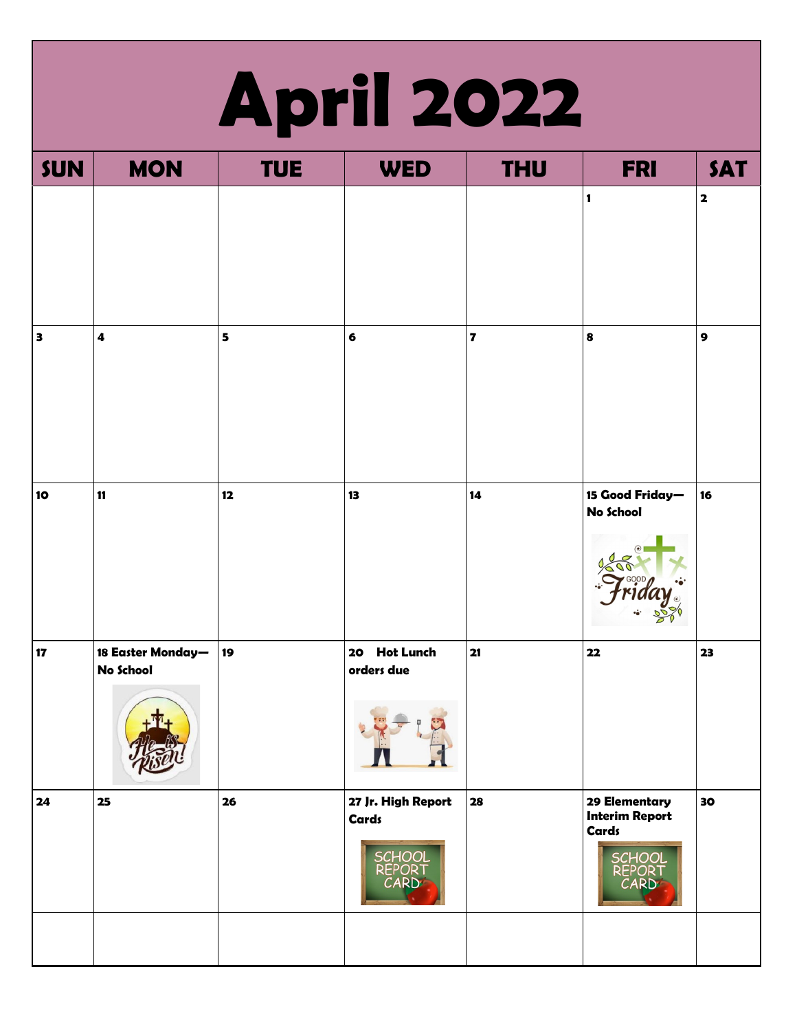# April 2022

| SUN | MON | TUE | WED | THU | FRI | SAT |
|---|---|---|---|---|---|---|
| | | | | | 1 | 2 |
| 3 | 4 | 5 | 6 | 7 | 8 | 9 |
| 10 | 11 | 12 | 13 | 14 | 15 Good Friday— No School | 16 |
| 17 | 18 Easter Monday— No School | 19 | 20 Hot Lunch orders due | 21 | 22 | 23 |
| 24 | 25 | 26 | 27 Jr. High Report Cards | 28 | 29 Elementary Interim Report Cards | 30 |
| | | | | | | |